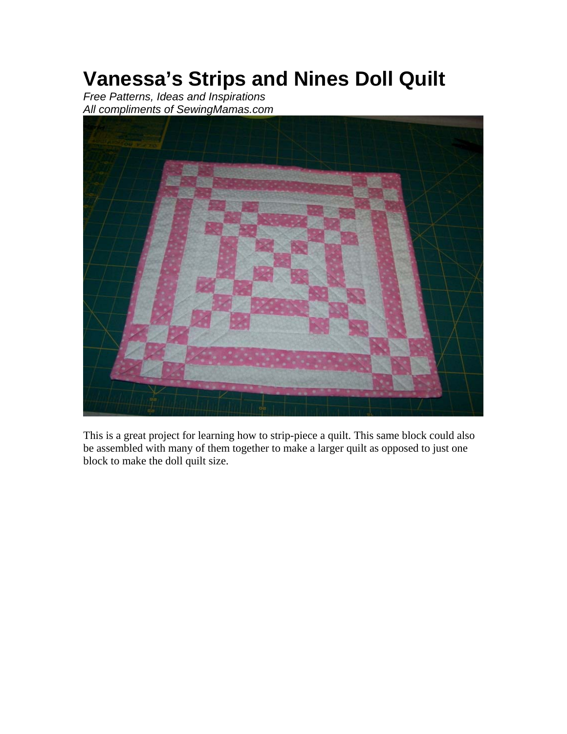# Vanessa's Strips and Nines Doll Quilt

*Free Patterns, Ideas and Inspirations*
*All compliments of SewingMamas.com*

This is a great project for learning how to strip-piece a quilt. This same block could also be assembled with many of them together to make a larger quilt as opposed to just one block to make the doll quilt size.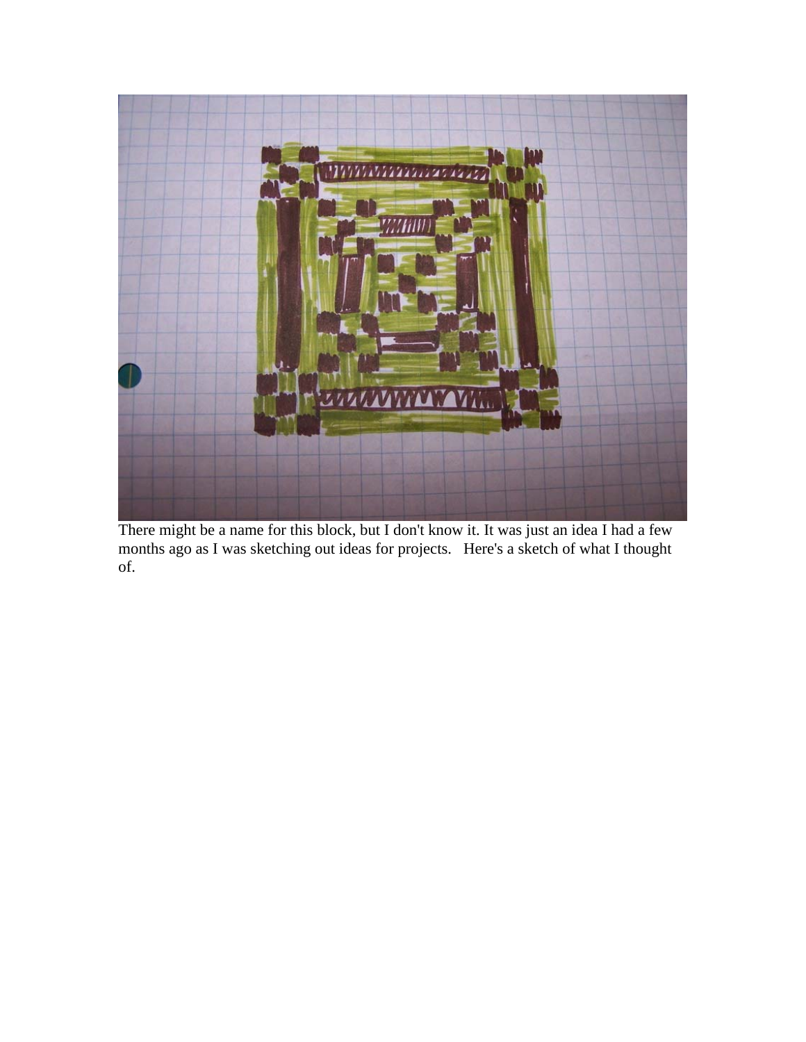There might be a name for this block, but I don't know it. It was just an idea I had a few months ago as I was sketching out ideas for projects.   Here's a sketch of what I thought of.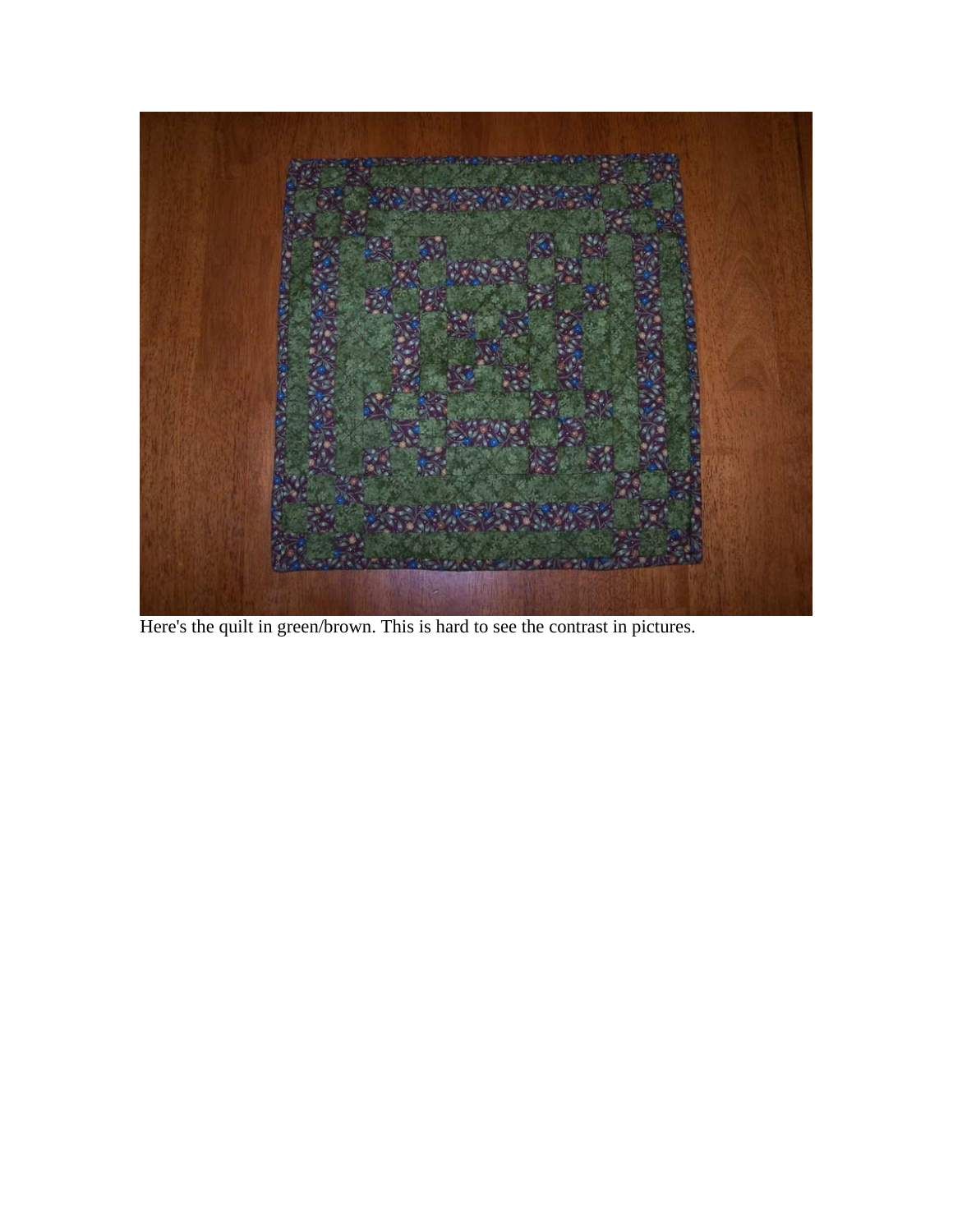Here's the quilt in green/brown. This is hard to see the contrast in pictures.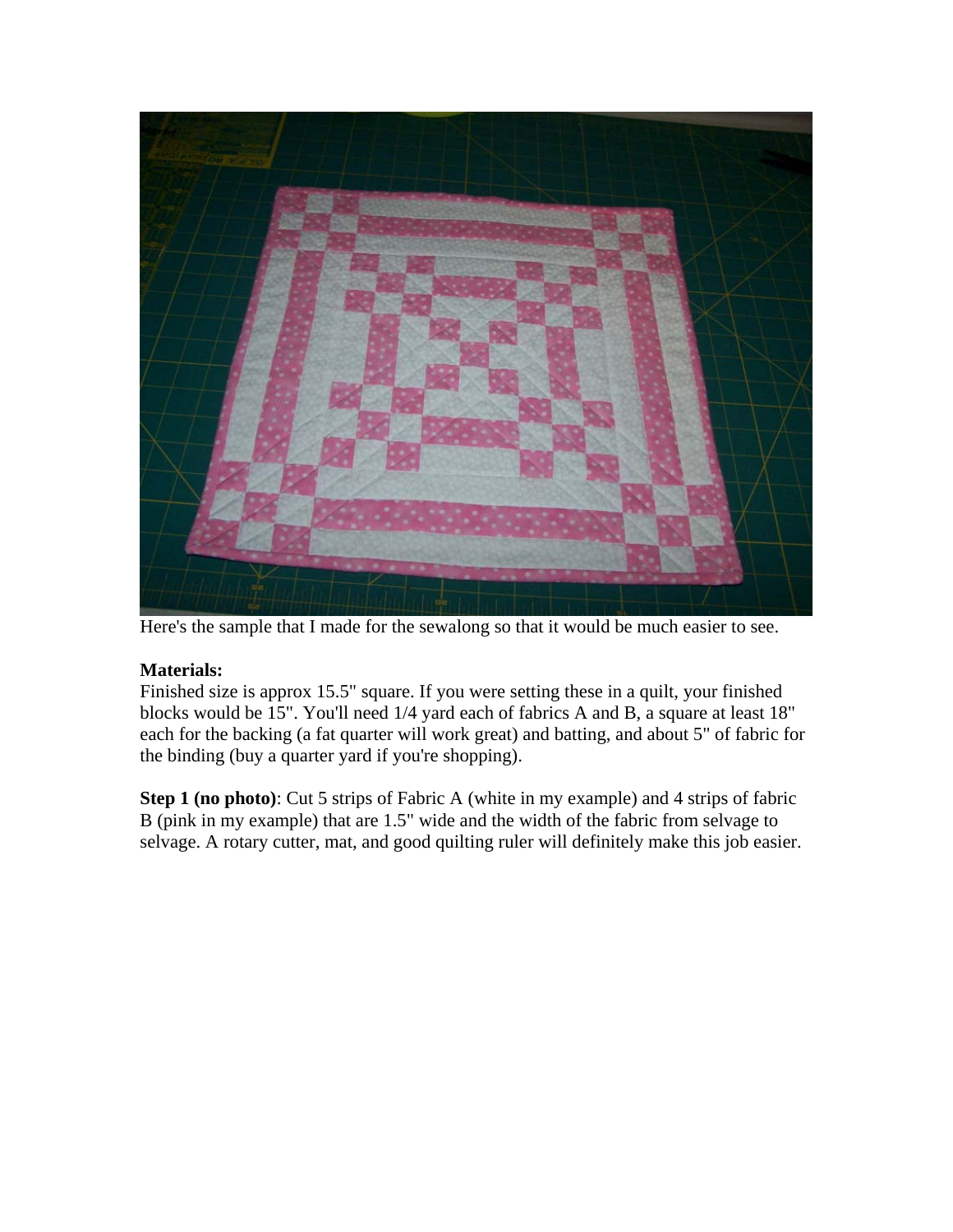Here's the sample that I made for the sewalong so that it would be much easier to see.

**Materials:**
Finished size is approx 15.5" square. If you were setting these in a quilt, your finished blocks would be 15". You'll need 1/4 yard each of fabrics A and B, a square at least 18" each for the backing (a fat quarter will work great) and batting, and about 5" of fabric for the binding (buy a quarter yard if you're shopping).

**Step 1 (no photo)**: Cut 5 strips of Fabric A (white in my example) and 4 strips of fabric B (pink in my example) that are 1.5" wide and the width of the fabric from selvage to selvage. A rotary cutter, mat, and good quilting ruler will definitely make this job easier.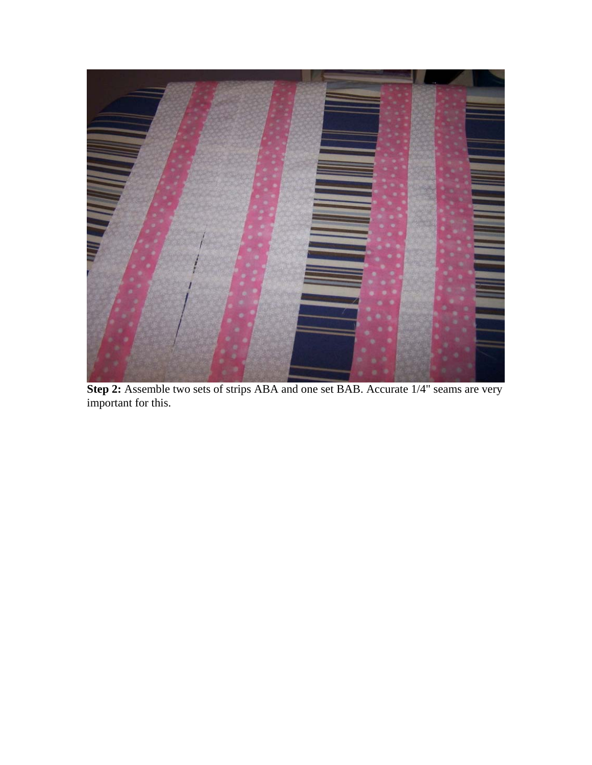**Step 2:** Assemble two sets of strips ABA and one set BAB. Accurate 1/4" seams are very important for this.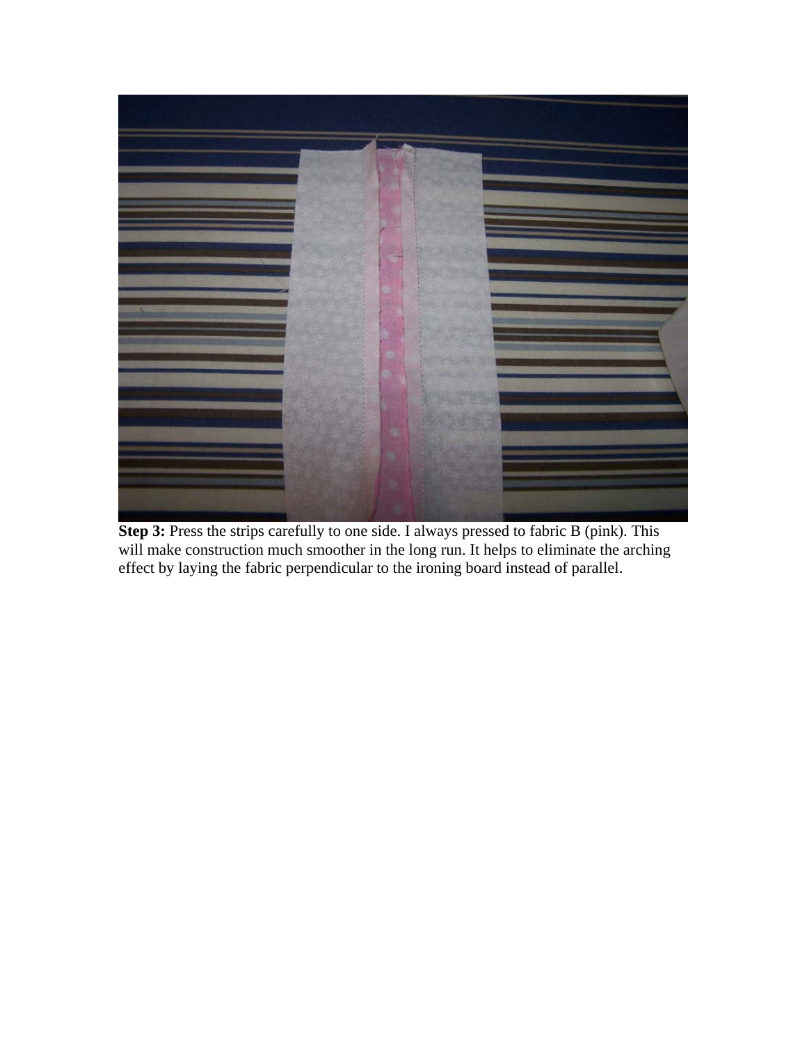**Step 3:** Press the strips carefully to one side. I always pressed to fabric B (pink). This will make construction much smoother in the long run. It helps to eliminate the arching effect by laying the fabric perpendicular to the ironing board instead of parallel.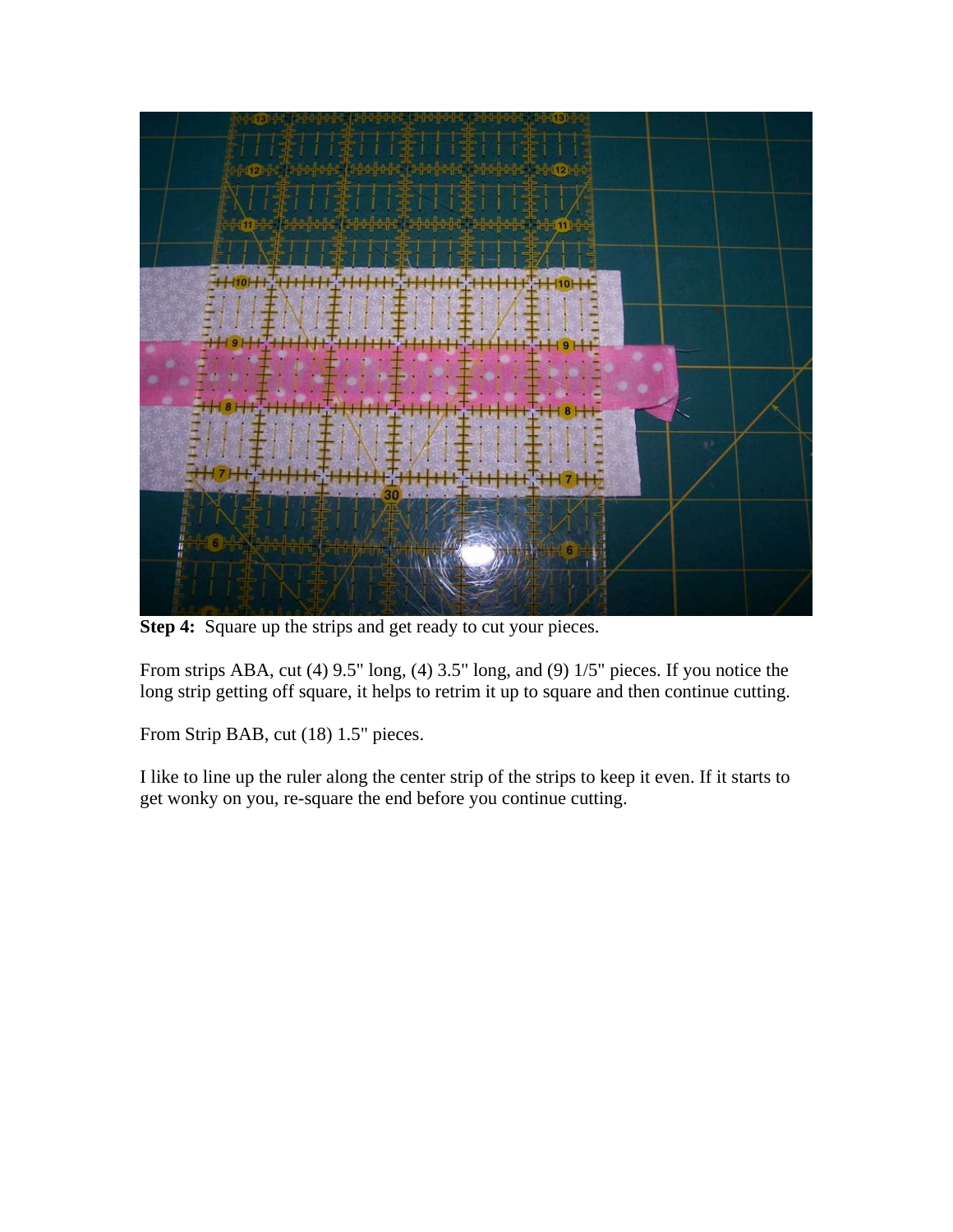**Step 4:** Square up the strips and get ready to cut your pieces.

From strips ABA, cut (4) 9.5" long, (4) 3.5" long, and (9) 1/5" pieces. If you notice the long strip getting off square, it helps to retrim it up to square and then continue cutting.

From Strip BAB, cut (18) 1.5" pieces.

I like to line up the ruler along the center strip of the strips to keep it even. If it starts to get wonky on you, re-square the end before you continue cutting.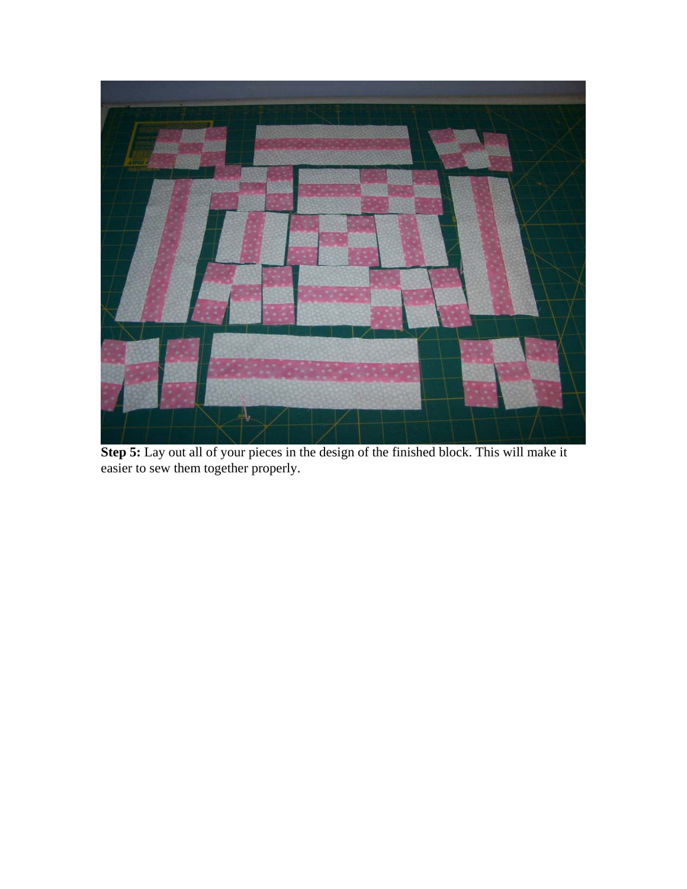**Step 5:** Lay out all of your pieces in the design of the finished block. This will make it easier to sew them together properly.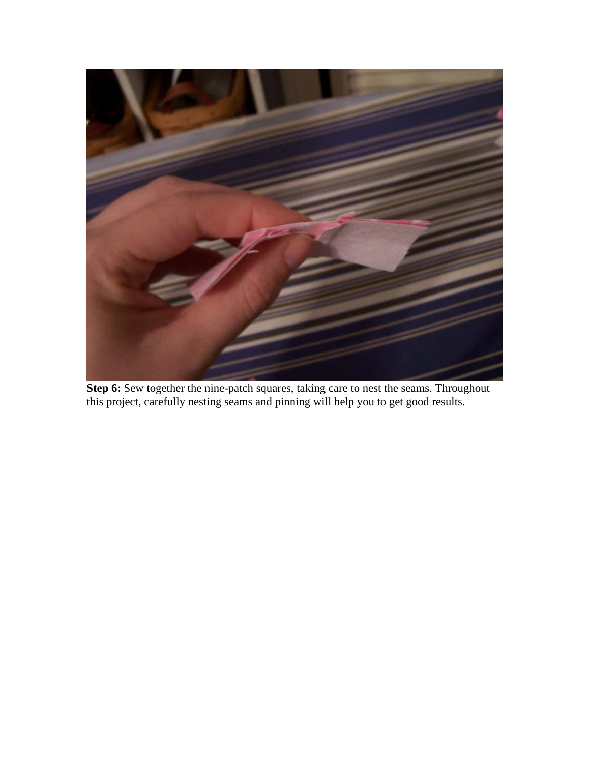**Step 6:** Sew together the nine-patch squares, taking care to nest the seams. Throughout this project, carefully nesting seams and pinning will help you to get good results.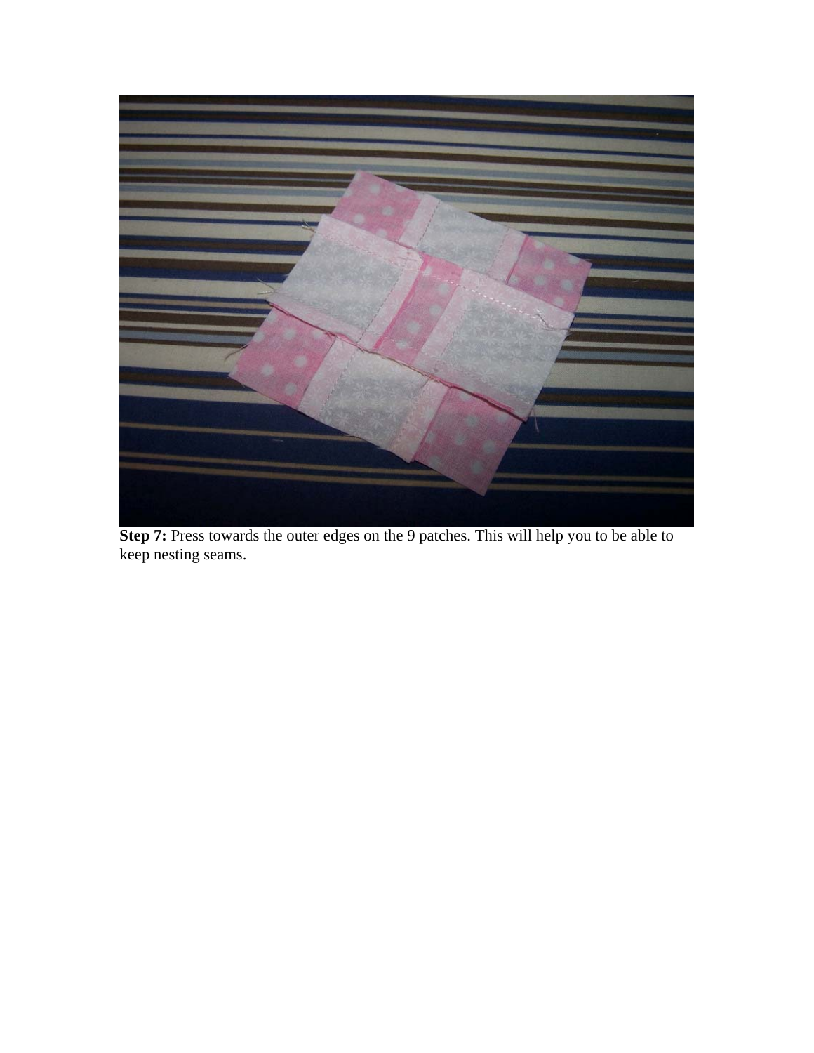**Step 7:** Press towards the outer edges on the 9 patches. This will help you to be able to keep nesting seams.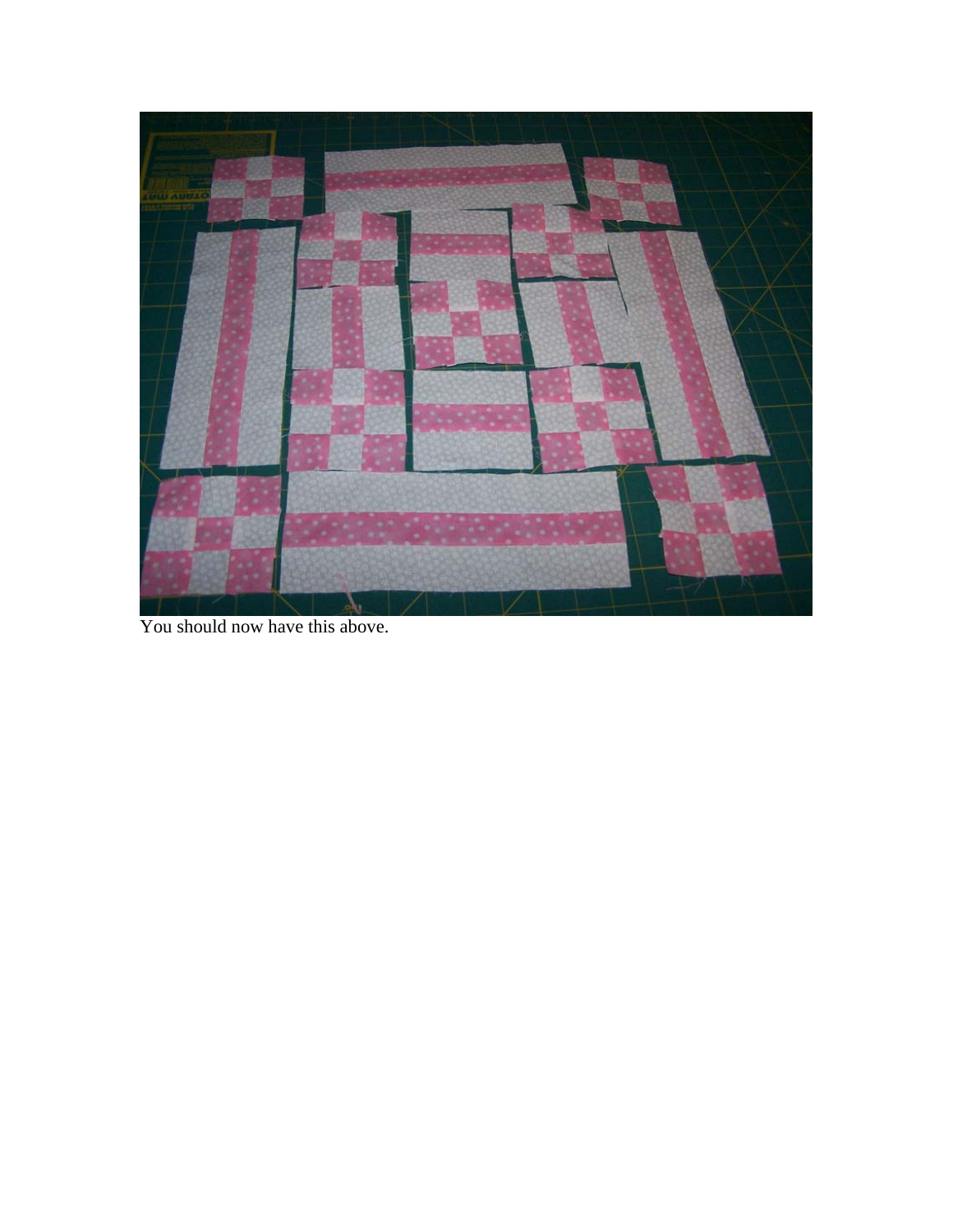You should now have this above.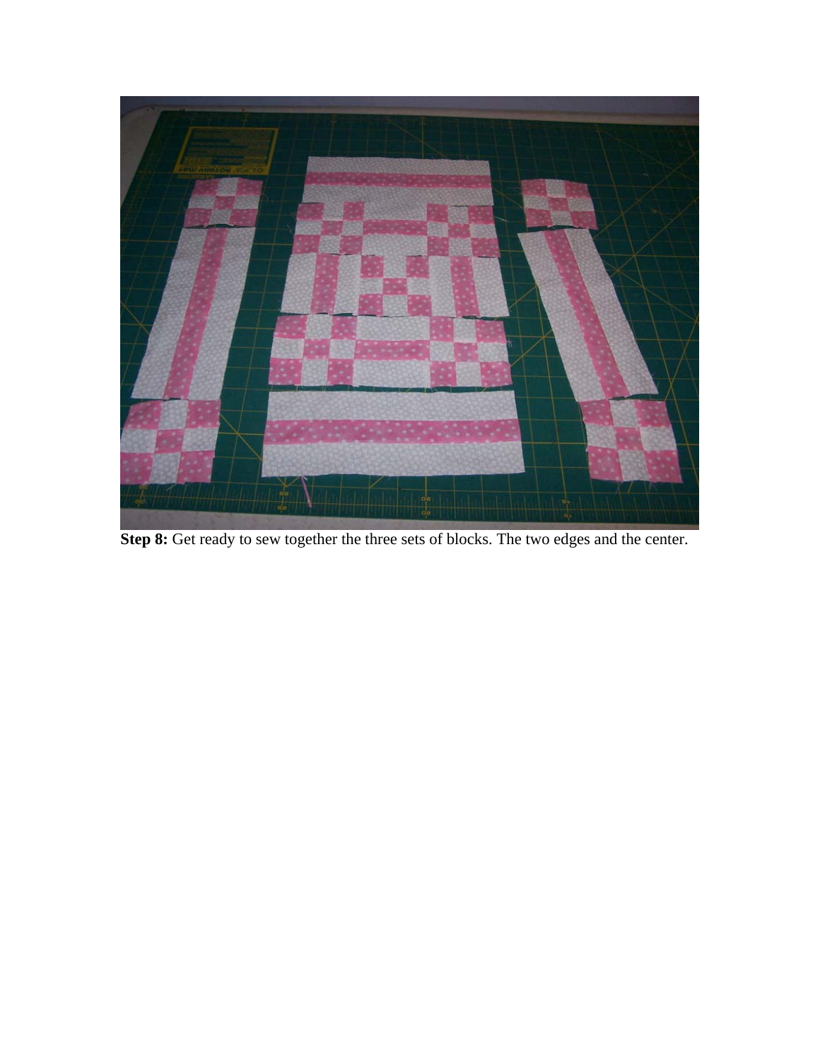**Step 8:** Get ready to sew together the three sets of blocks. The two edges and the center.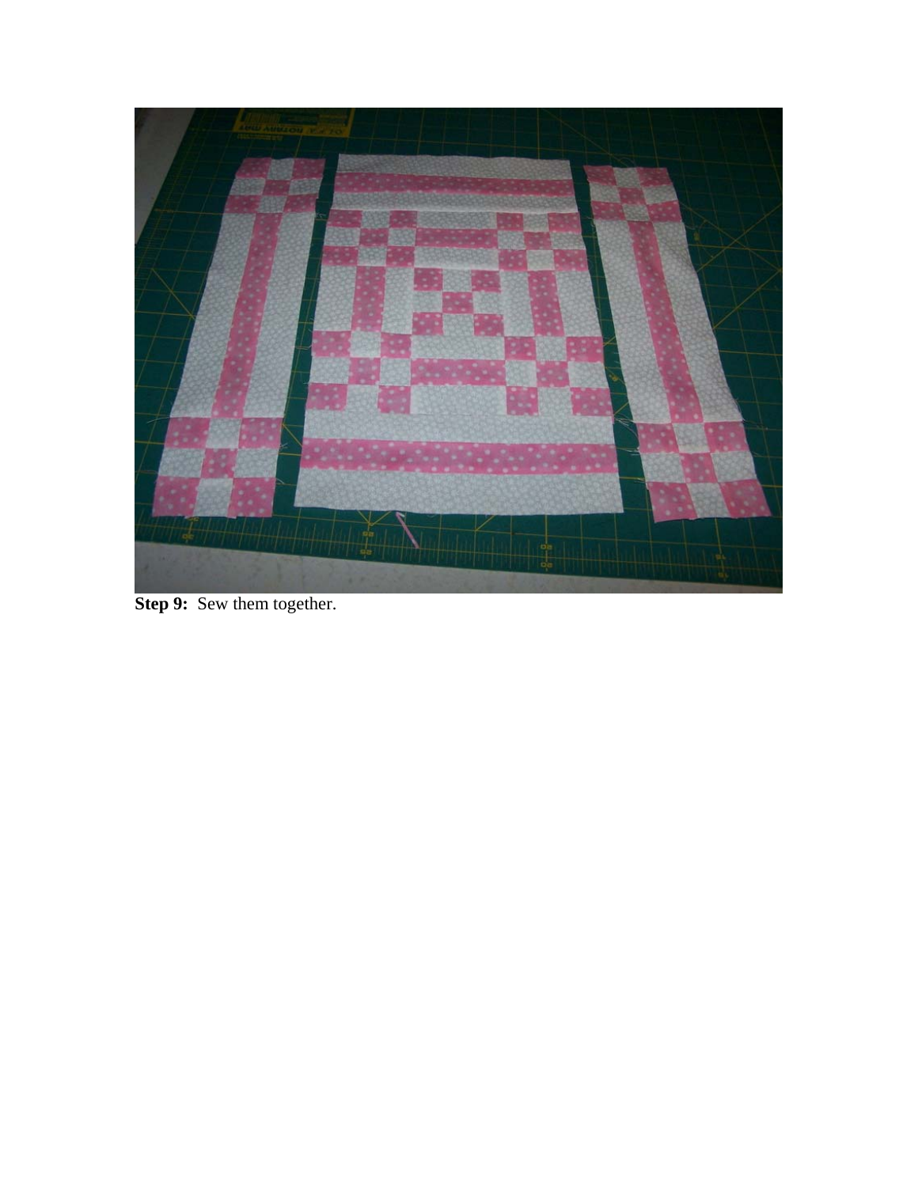**Step 9:** Sew them together.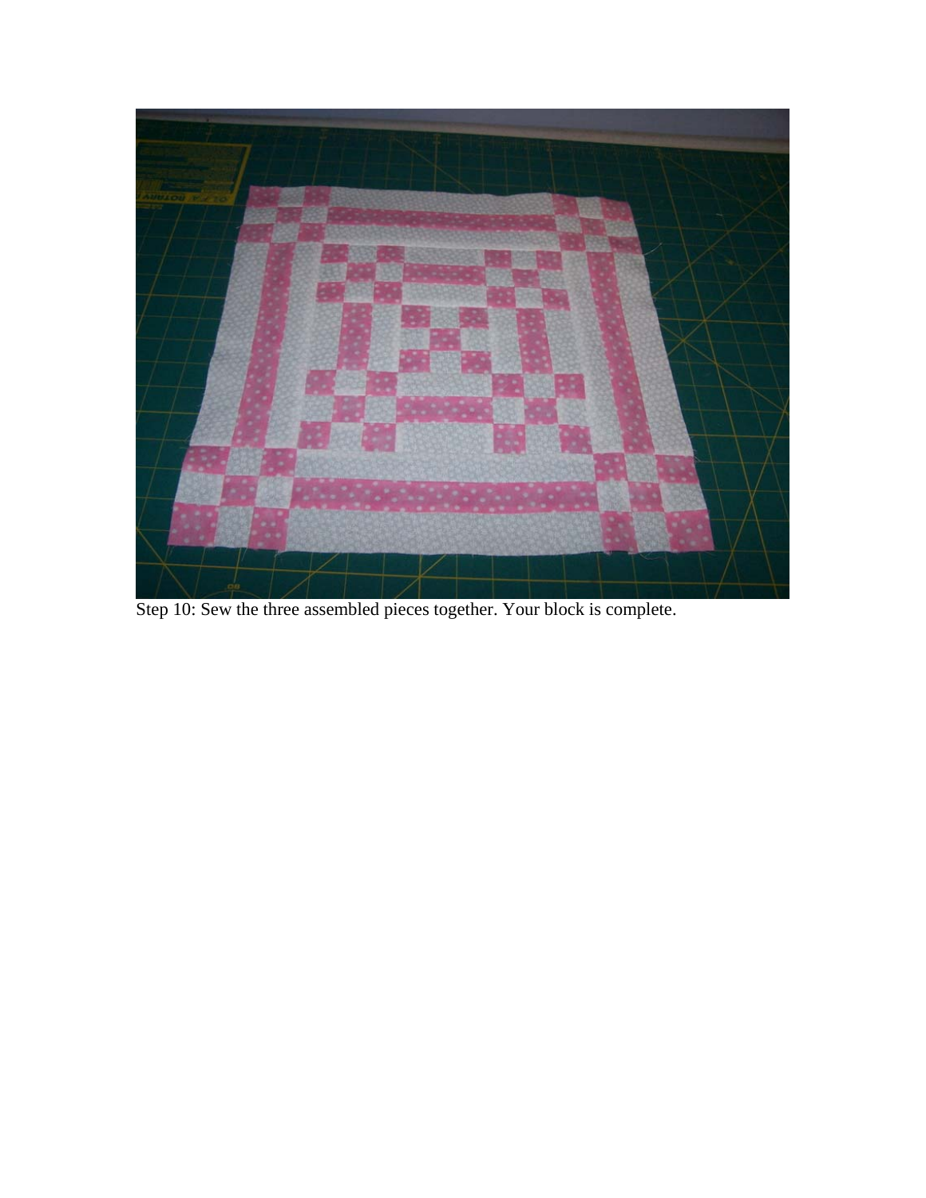Step 10: Sew the three assembled pieces together. Your block is complete.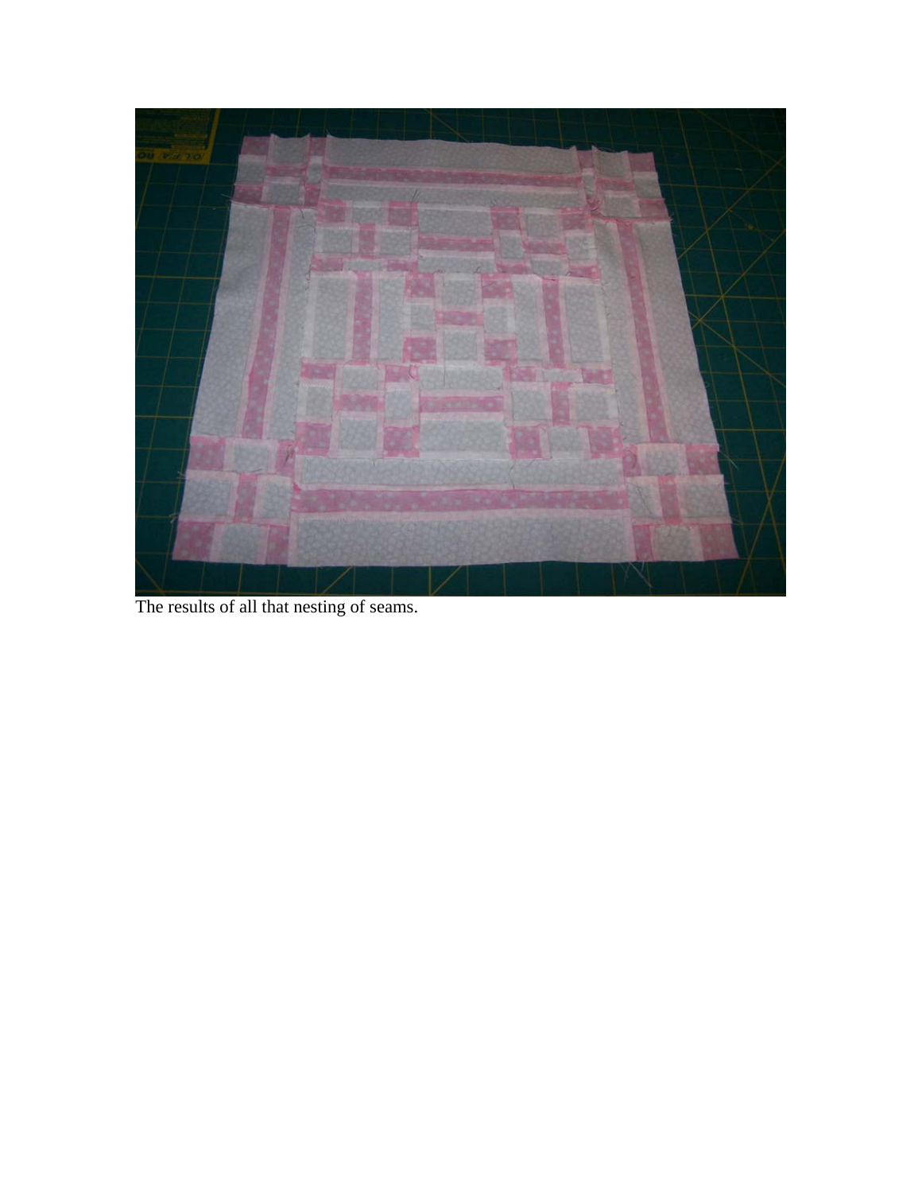The results of all that nesting of seams.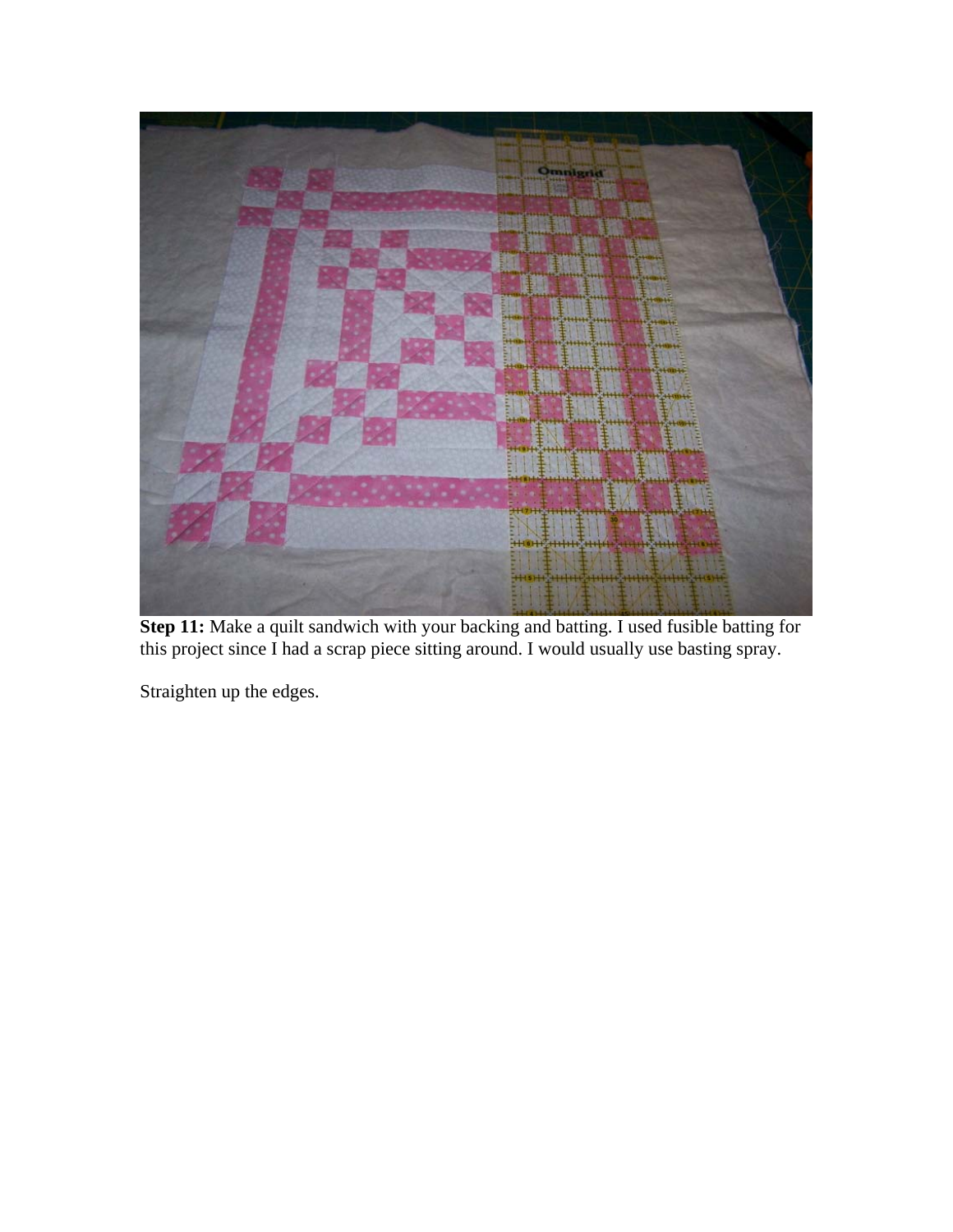**Step 11:** Make a quilt sandwich with your backing and batting. I used fusible batting for this project since I had a scrap piece sitting around. I would usually use basting spray.

Straighten up the edges.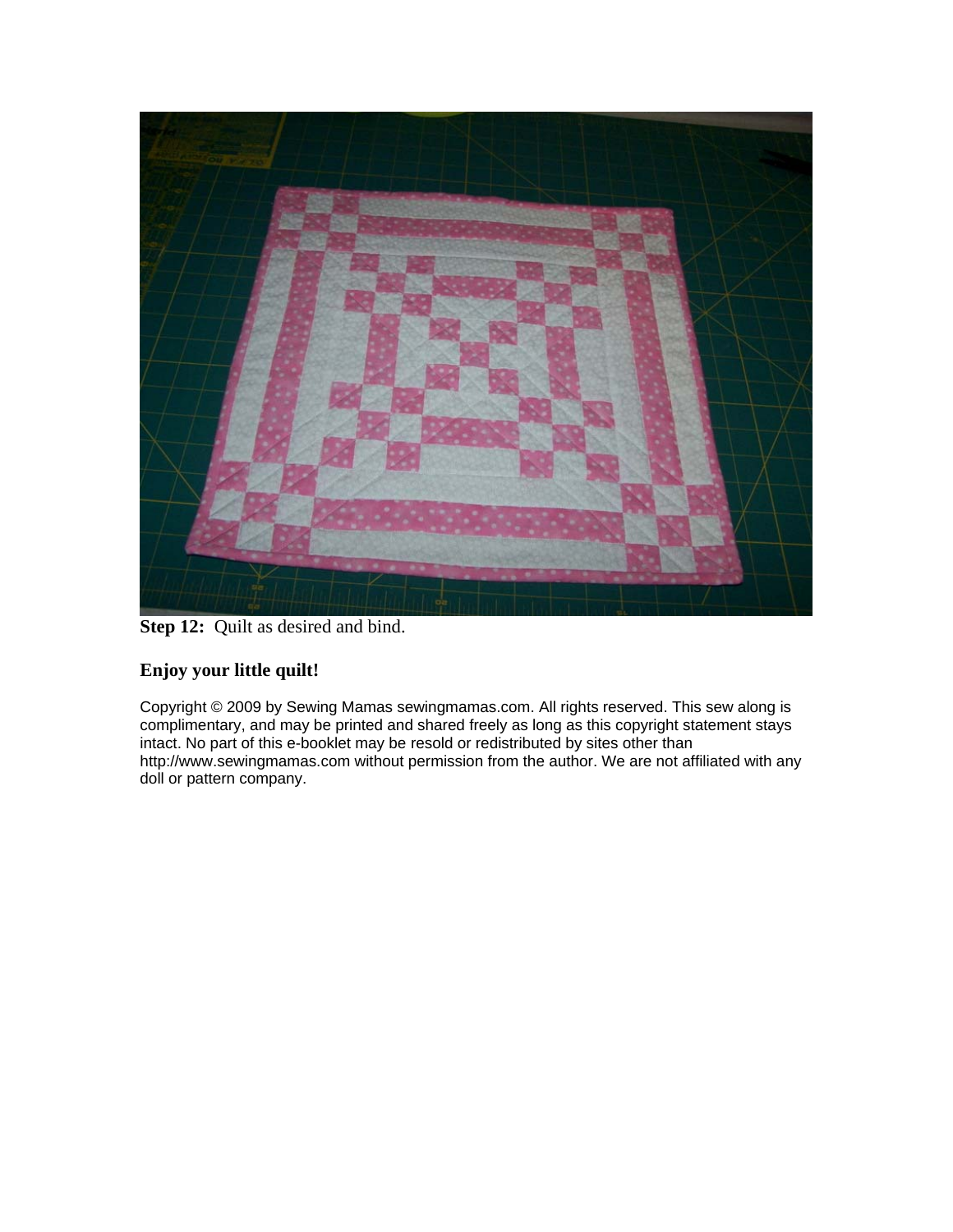**Step 12:** Quilt as desired and bind.

**Enjoy your little quilt!**

Copyright © 2009 by Sewing Mamas sewingmamas.com. All rights reserved. This sew along is complimentary, and may be printed and shared freely as long as this copyright statement stays intact. No part of this e-booklet may be resold or redistributed by sites other than http://www.sewingmamas.com without permission from the author. We are not affiliated with any doll or pattern company.